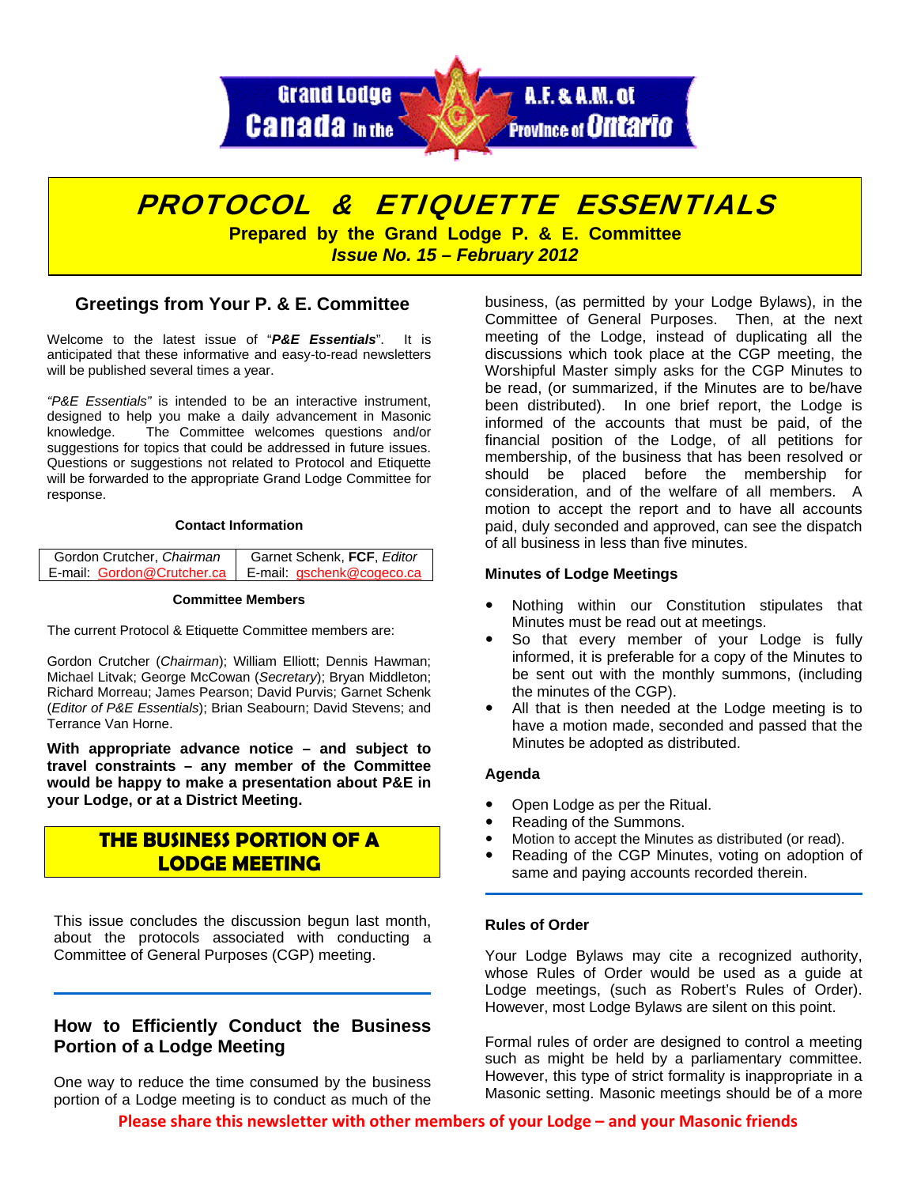Grand Lodge of Canada in the Province of Ontario A.F. & A.M.

# PROTOCOL & ETIQUETTE ESSENTIALS

**Prepared by the Grand Lodge P. & E. Committee**

***Issue No. 15 – February 2012***

## Greetings from Your P. & E. Committee

Welcome to the latest issue of "***P&E Essentials***". It is anticipated that these informative and easy-to-read newsletters will be published several times a year.

*"P&E Essentials"* is intended to be an interactive instrument, designed to help you make a daily advancement in Masonic knowledge. The Committee welcomes questions and/or suggestions for topics that could be addressed in future issues. Questions or suggestions not related to Protocol and Etiquette will be forwarded to the appropriate Grand Lodge Committee for response.

**Contact Information**

| Gordon Crutcher, *Chairman* | Garnet Schenk, **FCF**, *Editor* |
|---|---|
| E-mail: Gordon@Crutcher.ca | E-mail: gschenk@cogeco.ca |

**Committee Members**

The current Protocol & Etiquette Committee members are:

Gordon Crutcher (*Chairman*); William Elliott; Dennis Hawman; Michael Litvak; George McCowan (*Secretary*); Bryan Middleton; Richard Morreau; James Pearson; David Purvis; Garnet Schenk (*Editor of P&E Essentials*); Brian Seabourn; David Stevens; and Terrance Van Horne.

**With appropriate advance notice – and subject to travel constraints – any member of the Committee would be happy to make a presentation about P&E in your Lodge, or at a District Meeting.**

## THE BUSINESS PORTION OF A LODGE MEETING

This issue concludes the discussion begun last month, about the protocols associated with conducting a Committee of General Purposes (CGP) meeting.

### How to Efficiently Conduct the Business Portion of a Lodge Meeting

One way to reduce the time consumed by the business portion of a Lodge meeting is to conduct as much of the business, (as permitted by your Lodge Bylaws), in the Committee of General Purposes. Then, at the next meeting of the Lodge, instead of duplicating all the discussions which took place at the CGP meeting, the Worshipful Master simply asks for the CGP Minutes to be read, (or summarized, if the Minutes are to be/have been distributed). In one brief report, the Lodge is informed of the accounts that must be paid, of the financial position of the Lodge, of all petitions for membership, of the business that has been resolved or should be placed before the membership for consideration, and of the welfare of all members. A motion to accept the report and to have all accounts paid, duly seconded and approved, can see the dispatch of all business in less than five minutes.

**Minutes of Lodge Meetings**

- Nothing within our Constitution stipulates that Minutes must be read out at meetings.
- So that every member of your Lodge is fully informed, it is preferable for a copy of the Minutes to be sent out with the monthly summons, (including the minutes of the CGP).
- All that is then needed at the Lodge meeting is to have a motion made, seconded and passed that the Minutes be adopted as distributed.

**Agenda**

- Open Lodge as per the Ritual.
- Reading of the Summons.
- Motion to accept the Minutes as distributed (or read).
- Reading of the CGP Minutes, voting on adoption of same and paying accounts recorded therein.

**Rules of Order**

Your Lodge Bylaws may cite a recognized authority, whose Rules of Order would be used as a guide at Lodge meetings, (such as Robert's Rules of Order). However, most Lodge Bylaws are silent on this point.

Formal rules of order are designed to control a meeting such as might be held by a parliamentary committee. However, this type of strict formality is inappropriate in a Masonic setting. Masonic meetings should be of a more

**Please share this newsletter with other members of your Lodge – and your Masonic friends**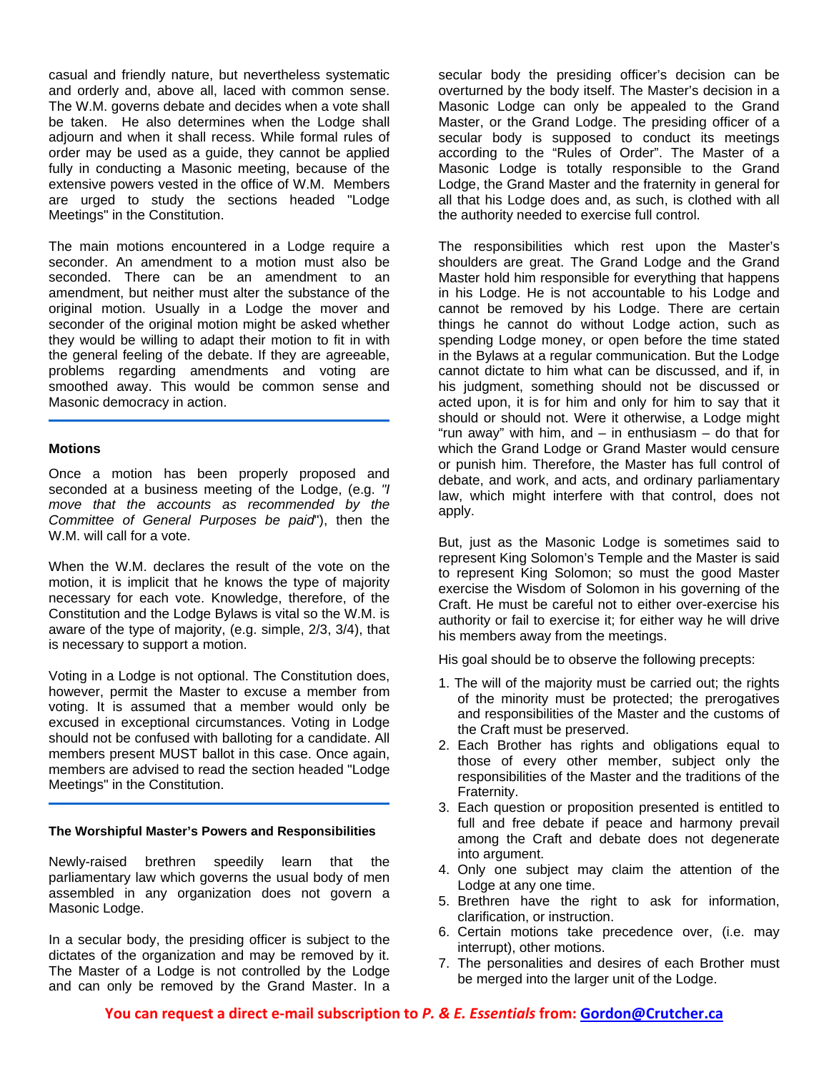casual and friendly nature, but nevertheless systematic and orderly and, above all, laced with common sense. The W.M. governs debate and decides when a vote shall be taken. He also determines when the Lodge shall adjourn and when it shall recess. While formal rules of order may be used as a guide, they cannot be applied fully in conducting a Masonic meeting, because of the extensive powers vested in the office of W.M. Members are urged to study the sections headed "Lodge Meetings" in the Constitution.

The main motions encountered in a Lodge require a seconder. An amendment to a motion must also be seconded. There can be an amendment to an amendment, but neither must alter the substance of the original motion. Usually in a Lodge the mover and seconder of the original motion might be asked whether they would be willing to adapt their motion to fit in with the general feeling of the debate. If they are agreeable, problems regarding amendments and voting are smoothed away. This would be common sense and Masonic democracy in action.

### Motions

Once a motion has been properly proposed and seconded at a business meeting of the Lodge, (e.g. *"I move that the accounts as recommended by the Committee of General Purposes be paid*"), then the W.M. will call for a vote.

When the W.M. declares the result of the vote on the motion, it is implicit that he knows the type of majority necessary for each vote. Knowledge, therefore, of the Constitution and the Lodge Bylaws is vital so the W.M. is aware of the type of majority, (e.g. simple, 2/3, 3/4), that is necessary to support a motion.

Voting in a Lodge is not optional. The Constitution does, however, permit the Master to excuse a member from voting. It is assumed that a member would only be excused in exceptional circumstances. Voting in Lodge should not be confused with balloting for a candidate. All members present MUST ballot in this case. Once again, members are advised to read the section headed "Lodge Meetings" in the Constitution.

### The Worshipful Master's Powers and Responsibilities

Newly-raised brethren speedily learn that the parliamentary law which governs the usual body of men assembled in any organization does not govern a Masonic Lodge.

In a secular body, the presiding officer is subject to the dictates of the organization and may be removed by it. The Master of a Lodge is not controlled by the Lodge and can only be removed by the Grand Master. In a secular body the presiding officer's decision can be overturned by the body itself. The Master's decision in a Masonic Lodge can only be appealed to the Grand Master, or the Grand Lodge. The presiding officer of a secular body is supposed to conduct its meetings according to the "Rules of Order". The Master of a Masonic Lodge is totally responsible to the Grand Lodge, the Grand Master and the fraternity in general for all that his Lodge does and, as such, is clothed with all the authority needed to exercise full control.

The responsibilities which rest upon the Master's shoulders are great. The Grand Lodge and the Grand Master hold him responsible for everything that happens in his Lodge. He is not accountable to his Lodge and cannot be removed by his Lodge. There are certain things he cannot do without Lodge action, such as spending Lodge money, or open before the time stated in the Bylaws at a regular communication. But the Lodge cannot dictate to him what can be discussed, and if, in his judgment, something should not be discussed or acted upon, it is for him and only for him to say that it should or should not. Were it otherwise, a Lodge might "run away" with him, and – in enthusiasm – do that for which the Grand Lodge or Grand Master would censure or punish him. Therefore, the Master has full control of debate, and work, and acts, and ordinary parliamentary law, which might interfere with that control, does not apply.

But, just as the Masonic Lodge is sometimes said to represent King Solomon's Temple and the Master is said to represent King Solomon; so must the good Master exercise the Wisdom of Solomon in his governing of the Craft. He must be careful not to either over-exercise his authority or fail to exercise it; for either way he will drive his members away from the meetings.

His goal should be to observe the following precepts:

1. The will of the majority must be carried out; the rights of the minority must be protected; the prerogatives and responsibilities of the Master and the customs of the Craft must be preserved.
2. Each Brother has rights and obligations equal to those of every other member, subject only the responsibilities of the Master and the traditions of the Fraternity.
3. Each question or proposition presented is entitled to full and free debate if peace and harmony prevail among the Craft and debate does not degenerate into argument.
4. Only one subject may claim the attention of the Lodge at any one time.
5. Brethren have the right to ask for information, clarification, or instruction.
6. Certain motions take precedence over, (i.e. may interrupt), other motions.
7. The personalities and desires of each Brother must be merged into the larger unit of the Lodge.

**You can request a direct e-mail subscription to *P. & E. Essentials* from: Gordon@Crutcher.ca**